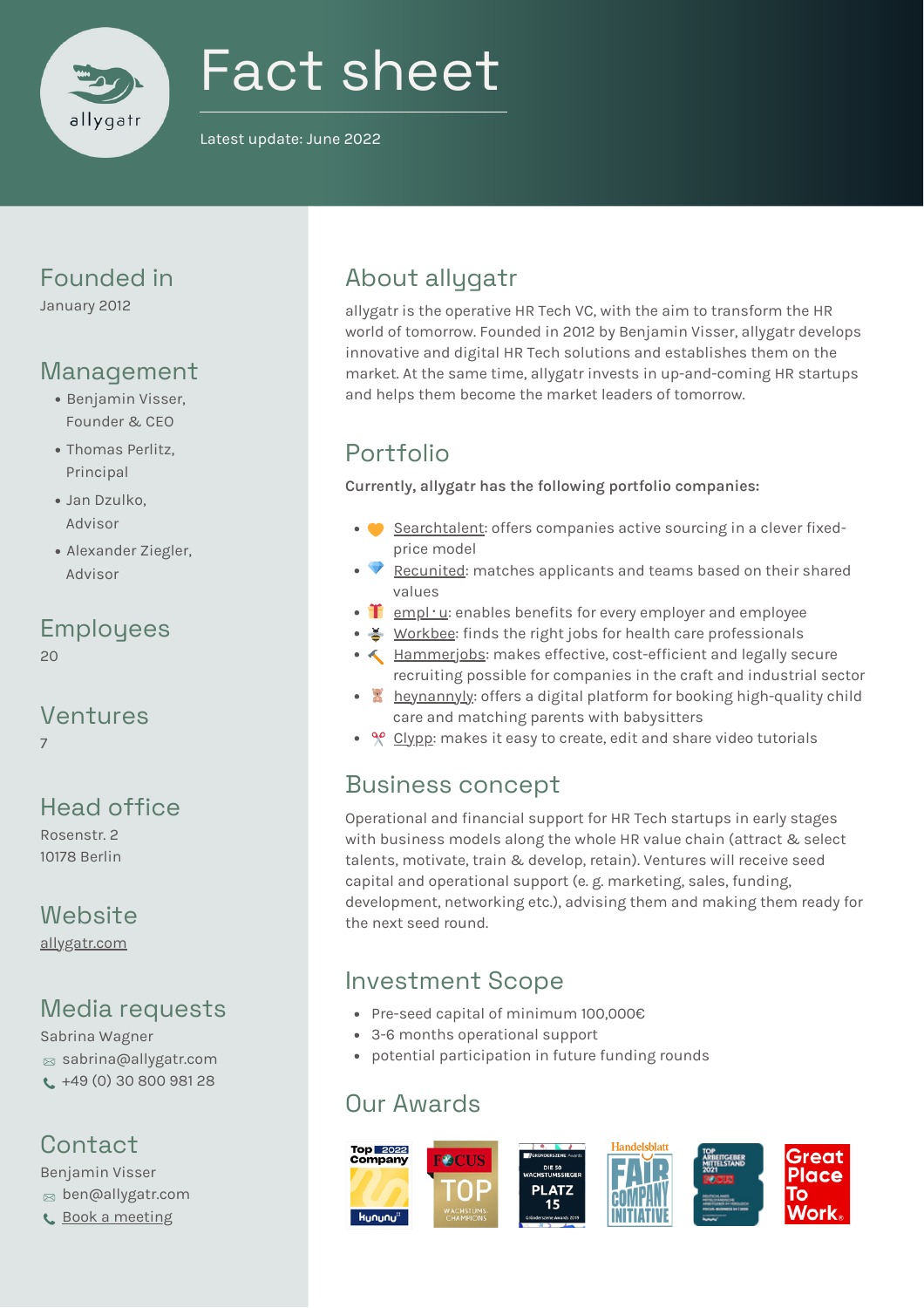allygatr

# Fact sheet

Latest update: June 2022

## Founded in

January 2012

## Management

- Benjamin Visser, Founder & CEO
- Thomas Perlitz, Principal
- Jan Dzulko, Advisor
- Alexander Ziegler, Advisor

## Employees

20

## Ventures

7

## Head office

Rosenstr. 2
10178 Berlin

## Website

allygatr.com

## Media requests

Sabrina Wagner
sabrina@allygatr.com
+49 (0) 30 800 981 28

## Contact

Benjamin Visser
ben@allygatr.com
Book a meeting

## About allygatr

allygatr is the operative HR Tech VC, with the aim to transform the HR world of tomorrow. Founded in 2012 by Benjamin Visser, allygatr develops innovative and digital HR Tech solutions and establishes them on the market. At the same time, allygatr invests in up-and-coming HR startups and helps them become the market leaders of tomorrow.

## Portfolio

**Currently, allygatr has the following portfolio companies:**

- 🧡 Searchtalent: offers companies active sourcing in a clever fixed-price model
- 💎 Recunited: matches applicants and teams based on their shared values
- 🎁 empl · u: enables benefits for every employer and employee
- 🐝 Workbee: finds the right jobs for health care professionals
- 🔨 Hammerjobs: makes effective, cost-efficient and legally secure recruiting possible for companies in the craft and industrial sector
- 🧸 heynannyly: offers a digital platform for booking high-quality child care and matching parents with babysitters
- ✂️ Clypp: makes it easy to create, edit and share video tutorials

## Business concept

Operational and financial support for HR Tech startups in early stages with business models along the whole HR value chain (attract & select talents, motivate, train & develop, retain). Ventures will receive seed capital and operational support (e. g. marketing, sales, funding, development, networking etc.), advising them and making them ready for the next seed round.

## Investment Scope

- Pre-seed capital of minimum 100,000€
- 3-6 months operational support
- potential participation in future funding rounds

## Our Awards

Top Company 2022 kununu | FOCUS TOP Wachstums-Champions | Gründerszene Awards Die 50 Wachstumssieger Platz 15 | Handelsblatt Fair Company Initiative | Top Arbeitgeber Mittelstand 2021 FOCUS | Great Place To Work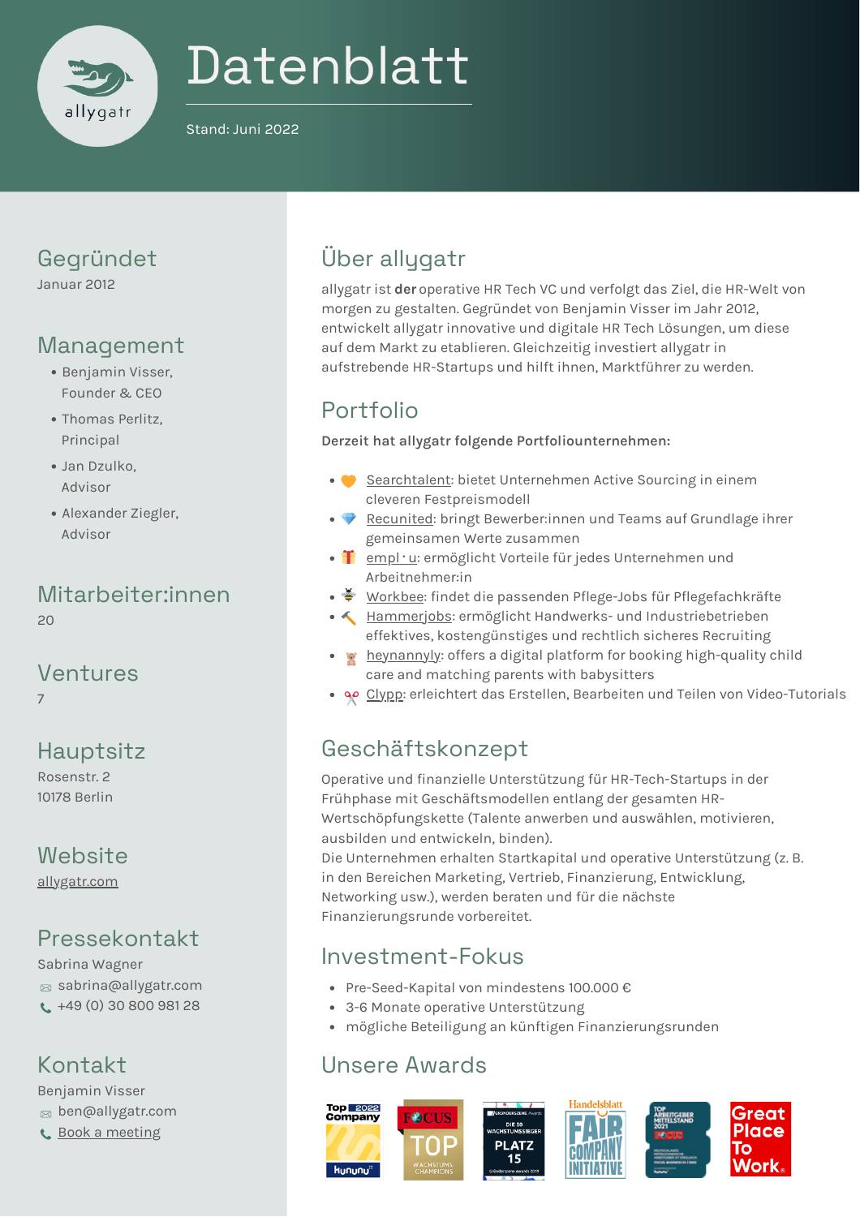allygatr

# Datenblatt

Stand: Juni 2022

## Gegründet

Januar 2012

## Management

- Benjamin Visser, Founder & CEO
- Thomas Perlitz, Principal
- Jan Dzulko, Advisor
- Alexander Ziegler, Advisor

## Mitarbeiter:innen

20

## Ventures

7

## Hauptsitz

Rosenstr. 2
10178 Berlin

## Website

allygatr.com

## Pressekontakt

Sabrina Wagner
sabrina@allygatr.com
+49 (0) 30 800 981 28

## Kontakt

Benjamin Visser
ben@allygatr.com
Book a meeting

## Über allygatr

allygatr ist **der** operative HR Tech VC und verfolgt das Ziel, die HR-Welt von morgen zu gestalten. Gegründet von Benjamin Visser im Jahr 2012, entwickelt allygatr innovative und digitale HR Tech Lösungen, um diese auf dem Markt zu etablieren. Gleichzeitig investiert allygatr in aufstrebende HR-Startups und hilft ihnen, Marktführer zu werden.

## Portfolio

**Derzeit hat allygatr folgende Portfoliounternehmen:**

- 🧡 Searchtalent: bietet Unternehmen Active Sourcing in einem cleveren Festpreismodell
- 💎 Recunited: bringt Bewerber:innen und Teams auf Grundlage ihrer gemeinsamen Werte zusammen
- 🎁 empl · u: ermöglicht Vorteile für jedes Unternehmen und Arbeitnehmer:in
- 🐝 Workbee: findet die passenden Pflege-Jobs für Pflegefachkräfte
- 🔨 Hammerjobs: ermöglicht Handwerks- und Industriebetrieben effektives, kostengünstiges und rechtlich sicheres Recruiting
- 🧸 heynannyly: offers a digital platform for booking high-quality child care and matching parents with babysitters
- ✂️ Clypp: erleichtert das Erstellen, Bearbeiten und Teilen von Video-Tutorials

## Geschäftskonzept

Operative und finanzielle Unterstützung für HR-Tech-Startups in der Frühphase mit Geschäftsmodellen entlang der gesamten HR-Wertschöpfungskette (Talente anwerben und auswählen, motivieren, ausbilden und entwickeln, binden).

Die Unternehmen erhalten Startkapital und operative Unterstützung (z. B. in den Bereichen Marketing, Vertrieb, Finanzierung, Entwicklung, Networking usw.), werden beraten und für die nächste Finanzierungsrunde vorbereitet.

## Investment-Fokus

- Pre-Seed-Kapital von mindestens 100.000 €
- 3-6 Monate operative Unterstützung
- mögliche Beteiligung an künftigen Finanzierungsrunden

## Unsere Awards

Top Company 2022 kununu
FOCUS TOP Wachstums Champions
Gründerszene Awards – Die 50 Wachstumssieger – Platz 15
Handelsblatt Fair Company Initiative
Top Arbeitgeber Mittelstand 2021 FOCUS
Great Place To Work®